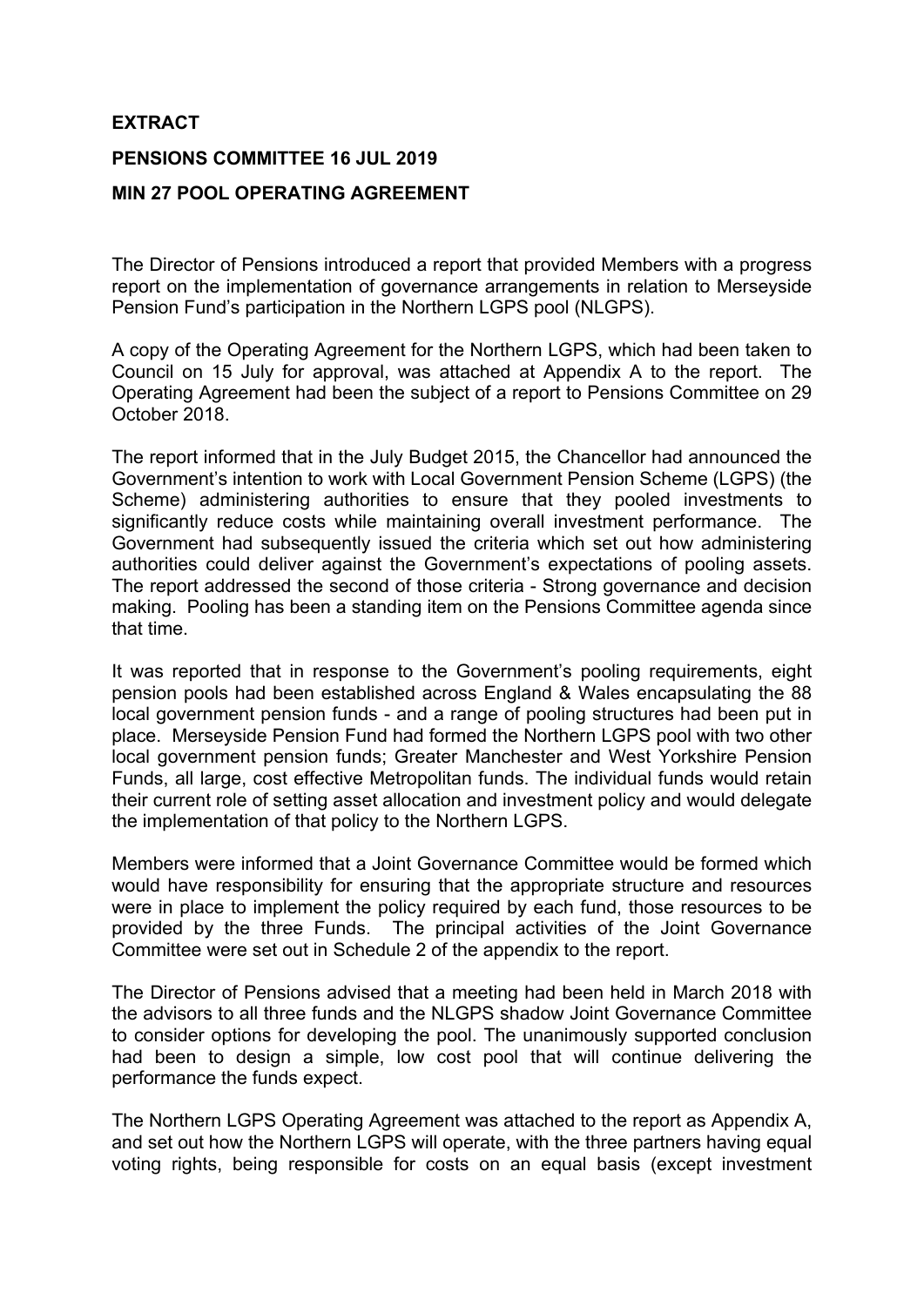**EXTRACT**

**PENSIONS COMMITTEE 16 JUL 2019**

**MIN 27 POOL OPERATING AGREEMENT**

The Director of Pensions introduced a report that provided Members with a progress report on the implementation of governance arrangements in relation to Merseyside Pension Fund's participation in the Northern LGPS pool (NLGPS).

A copy of the Operating Agreement for the Northern LGPS, which had been taken to Council on 15 July for approval, was attached at Appendix A to the report. The Operating Agreement had been the subject of a report to Pensions Committee on 29 October 2018.

The report informed that in the July Budget 2015, the Chancellor had announced the Government's intention to work with Local Government Pension Scheme (LGPS) (the Scheme) administering authorities to ensure that they pooled investments to significantly reduce costs while maintaining overall investment performance. The Government had subsequently issued the criteria which set out how administering authorities could deliver against the Government's expectations of pooling assets. The report addressed the second of those criteria - Strong governance and decision making. Pooling has been a standing item on the Pensions Committee agenda since that time.

It was reported that in response to the Government's pooling requirements, eight pension pools had been established across England & Wales encapsulating the 88 local government pension funds - and a range of pooling structures had been put in place. Merseyside Pension Fund had formed the Northern LGPS pool with two other local government pension funds; Greater Manchester and West Yorkshire Pension Funds, all large, cost effective Metropolitan funds. The individual funds would retain their current role of setting asset allocation and investment policy and would delegate the implementation of that policy to the Northern LGPS.

Members were informed that a Joint Governance Committee would be formed which would have responsibility for ensuring that the appropriate structure and resources were in place to implement the policy required by each fund, those resources to be provided by the three Funds. The principal activities of the Joint Governance Committee were set out in Schedule 2 of the appendix to the report.

The Director of Pensions advised that a meeting had been held in March 2018 with the advisors to all three funds and the NLGPS shadow Joint Governance Committee to consider options for developing the pool. The unanimously supported conclusion had been to design a simple, low cost pool that will continue delivering the performance the funds expect.

The Northern LGPS Operating Agreement was attached to the report as Appendix A, and set out how the Northern LGPS will operate, with the three partners having equal voting rights, being responsible for costs on an equal basis (except investment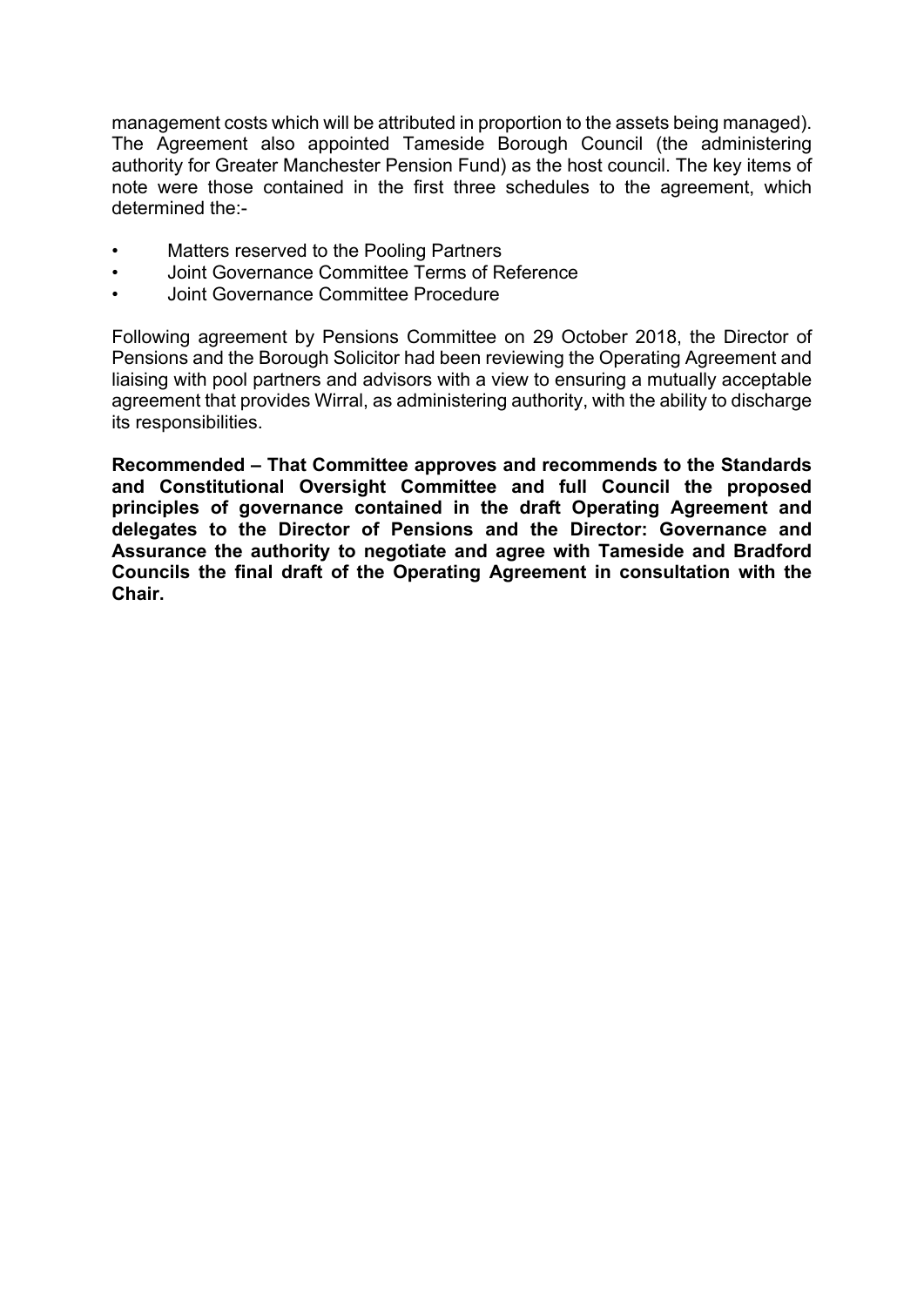management costs which will be attributed in proportion to the assets being managed). The Agreement also appointed Tameside Borough Council (the administering authority for Greater Manchester Pension Fund) as the host council. The key items of note were those contained in the first three schedules to the agreement, which determined the:-

- Matters reserved to the Pooling Partners
- Joint Governance Committee Terms of Reference
- Joint Governance Committee Procedure

Following agreement by Pensions Committee on 29 October 2018, the Director of Pensions and the Borough Solicitor had been reviewing the Operating Agreement and liaising with pool partners and advisors with a view to ensuring a mutually acceptable agreement that provides Wirral, as administering authority, with the ability to discharge its responsibilities.

**Recommended – That Committee approves and recommends to the Standards and Constitutional Oversight Committee and full Council the proposed principles of governance contained in the draft Operating Agreement and delegates to the Director of Pensions and the Director: Governance and Assurance the authority to negotiate and agree with Tameside and Bradford Councils the final draft of the Operating Agreement in consultation with the Chair.**